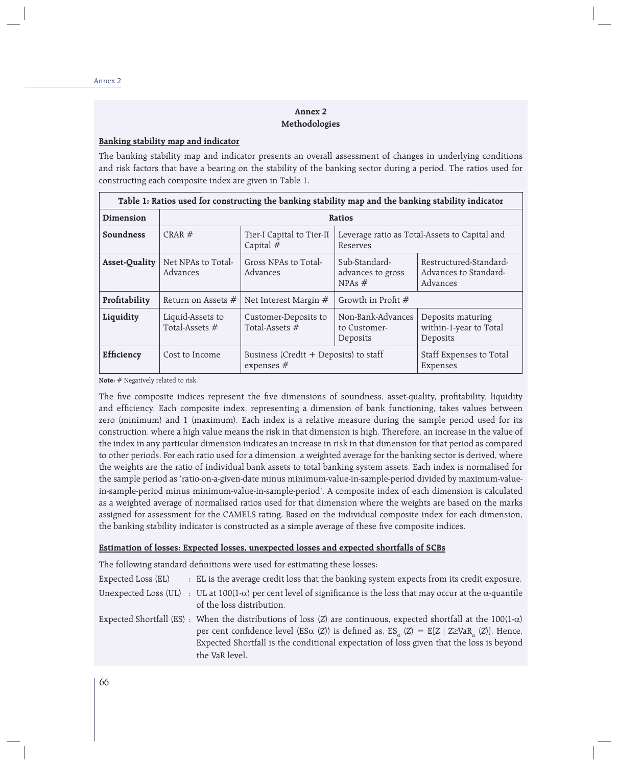# Annex 2
## Methodologies

### Banking stability map and indicator

The banking stability map and indicator presents an overall assessment of changes in underlying conditions and risk factors that have a bearing on the stability of the banking sector during a period. The ratios used for constructing each composite index are given in Table 1.

| Table 1: Ratios used for constructing the banking stability map and the banking stability indicator | | | | |
|---|---|---|---|---|
| **Dimension** | **Ratios** | | | |
| **Soundness** | CRAR # | Tier-I Capital to Tier-II Capital # | Leverage ratio as Total-Assets to Capital and Reserves | |
| **Asset-Quality** | Net NPAs to Total-Advances | Gross NPAs to Total-Advances | Sub-Standard-advances to gross NPAs # | Restructured-Standard-Advances to Standard-Advances |
| **Profitability** | Return on Assets # | Net Interest Margin # | Growth in Profit # | |
| **Liquidity** | Liquid-Assets to Total-Assets # | Customer-Deposits to Total-Assets # | Non-Bank-Advances to Customer-Deposits | Deposits maturing within-1-year to Total Deposits |
| **Efficiency** | Cost to Income | Business (Credit + Deposits) to staff expenses # | | Staff Expenses to Total Expenses |

**Note:** # Negatively related to risk.

The five composite indices represent the five dimensions of soundness, asset-quality, profitability, liquidity and efficiency. Each composite index, representing a dimension of bank functioning, takes values between zero (minimum) and 1 (maximum). Each index is a relative measure during the sample period used for its construction, where a high value means the risk in that dimension is high. Therefore, an increase in the value of the index in any particular dimension indicates an increase in risk in that dimension for that period as compared to other periods. For each ratio used for a dimension, a weighted average for the banking sector is derived, where the weights are the ratio of individual bank assets to total banking system assets. Each index is normalised for the sample period as 'ratio-on-a-given-date minus minimum-value-in-sample-period divided by maximum-value-in-sample-period minus minimum-value-in-sample-period'. A composite index of each dimension is calculated as a weighted average of normalised ratios used for that dimension where the weights are based on the marks assigned for assessment for the CAMELS rating. Based on the individual composite index for each dimension, the banking stability indicator is constructed as a simple average of these five composite indices.

### Estimation of losses: Expected losses, unexpected losses and expected shortfalls of SCBs

The following standard definitions were used for estimating these losses:

Expected Loss (EL) : EL is the average credit loss that the banking system expects from its credit exposure.

Unexpected Loss (UL) : UL at $100(1-\alpha)$ per cent level of significance is the loss that may occur at the $\alpha$-quantile of the loss distribution.

Expected Shortfall (ES) : When the distributions of loss (Z) are continuous, expected shortfall at the $100(1-\alpha)$ per cent confidence level ($ES\alpha$ (Z)) is defined as, $ES_{\alpha}(Z) = E[Z \mid Z \geq VaR_{\alpha}(Z)]$. Hence, Expected Shortfall is the conditional expectation of loss given that the loss is beyond the VaR level.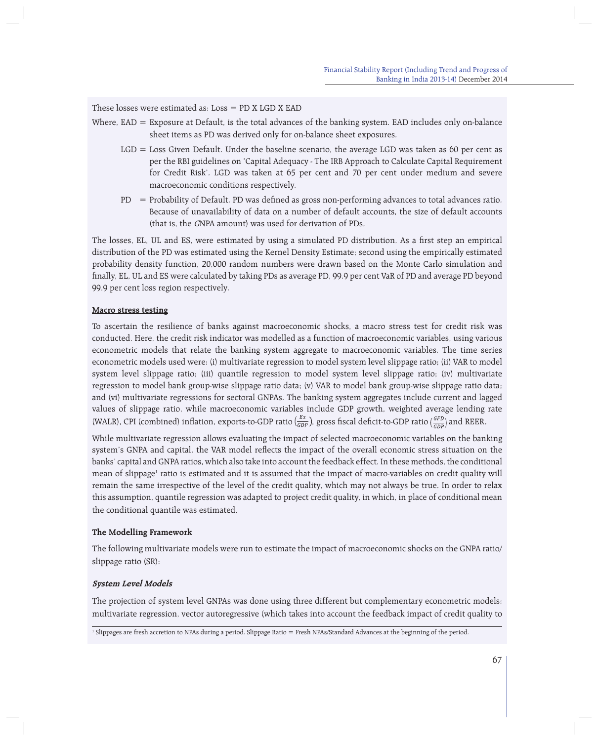These losses were estimated as: Loss = PD X LGD X EAD

Where, EAD = Exposure at Default, is the total advances of the banking system. EAD includes only on-balance sheet items as PD was derived only for on-balance sheet exposures.

LGD = Loss Given Default. Under the baseline scenario, the average LGD was taken as 60 per cent as per the RBI guidelines on 'Capital Adequacy - The IRB Approach to Calculate Capital Requirement for Credit Risk'. LGD was taken at 65 per cent and 70 per cent under medium and severe macroeconomic conditions respectively.

PD = Probability of Default. PD was defined as gross non-performing advances to total advances ratio. Because of unavailability of data on a number of default accounts, the size of default accounts (that is, the *G*NPA amount) was used for derivation of PDs.

The losses, EL, UL and ES, were estimated by using a simulated PD distribution. As a first step an empirical distribution of the PD was estimated using the Kernel Density Estimate; second using the empirically estimated probability density function, 20,000 random numbers were drawn based on the Monte Carlo simulation and finally, EL, UL and ES were calculated by taking PDs as average PD, 99.9 per cent VaR of PD and average PD beyond 99.9 per cent loss region respectively.

**Macro stress testing**

To ascertain the resilience of banks against macroeconomic shocks, a macro stress test for credit risk was conducted. Here, the credit risk indicator was modelled as a function of macroeconomic variables, using various econometric models that relate the banking system aggregate to macroeconomic variables. The time series econometric models used were: (i) multivariate regression to model system level slippage ratio; (ii) VAR to model system level slippage ratio; (iii) quantile regression to model system level slippage ratio; (iv) multivariate regression to model bank group-wise slippage ratio data; (v) VAR to model bank group-wise slippage ratio data; and (vi) multivariate regressions for sectoral GNPAs. The banking system aggregates include current and lagged values of slippage ratio, while macroeconomic variables include GDP growth, weighted average lending rate (WALR), CPI (combined) inflation, exports-to-GDP ratio $\left(\frac{Ex}{GDP}\right)$, gross fiscal deficit-to-GDP ratio $\left(\frac{GFD}{GDP}\right)$ and REER.

While multivariate regression allows evaluating the impact of selected macroeconomic variables on the banking system's GNPA and capital, the VAR model reflects the impact of the overall economic stress situation on the banks' capital and GNPA ratios, which also take into account the feedback effect. In these methods, the conditional mean of slippage[1] ratio is estimated and it is assumed that the impact of macro-variables on credit quality will remain the same irrespective of the level of the credit quality, which may not always be true. In order to relax this assumption, quantile regression was adapted to project credit quality, in which, in place of conditional mean the conditional quantile was estimated.

**The Modelling Framework**

The following multivariate models were run to estimate the impact of macroeconomic shocks on the GNPA ratio/ slippage ratio (SR):

***System Level Models***

The projection of system level GNPAs was done using three different but complementary econometric models: multivariate regression, vector autoregressive (which takes into account the feedback impact of credit quality to

[1] Slippages are fresh accretion to NPAs during a period. Slippage Ratio = Fresh NPAs/Standard Advances at the beginning of the period.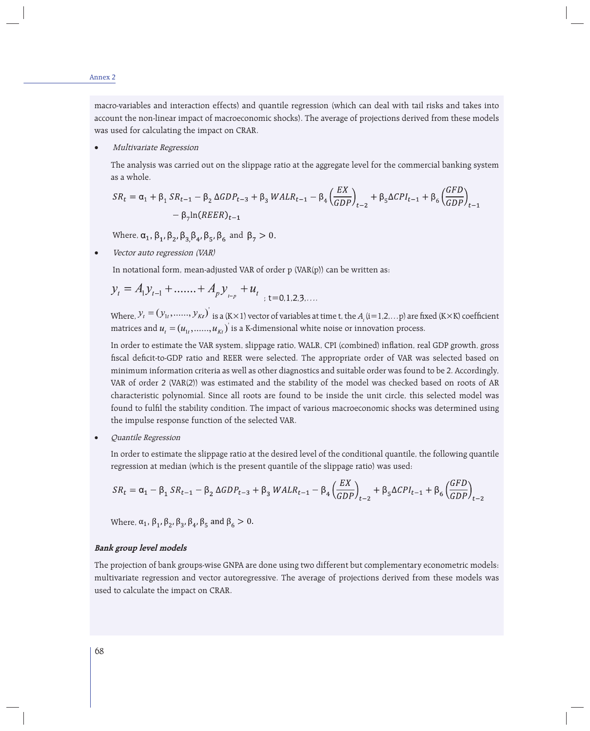macro-variables and interaction effects) and quantile regression (which can deal with tail risks and takes into account the non-linear impact of macroeconomic shocks). The average of projections derived from these models was used for calculating the impact on CRAR.

- *Multivariate Regression*

  The analysis was carried out on the slippage ratio at the aggregate level for the commercial banking system as a whole.

$$SR_t = \alpha_1 + \beta_1 SR_{t-1} - \beta_2 \Delta GDP_{t-3} + \beta_3 WALR_{t-1} - \beta_4 \left(\frac{EX}{GDP}\right)_{t-2} + \beta_5 \Delta CPI_{t-1} + \beta_6 \left(\frac{GFD}{GDP}\right)_{t-1} - \beta_7 \ln(REER)_{t-1}$$

  Where, $\alpha_1, \beta_1, \beta_2, \beta_3, \beta_4, \beta_5, \beta_6$ and $\beta_7 > 0$.

- *Vector auto regression (VAR)*

  In notational form, mean-adjusted VAR of order p (VAR(p)) can be written as:

$$y_t = A_1 y_{t-1} + \ldots\ldots + A_p y_{t-p} + u_t \quad ; t=0,1,2,3,\ldots.$$

  Where, $y_t = (y_{1t}, \ldots\ldots, y_{Kt})'$ is a (K×1) vector of variables at time t, the $A_i$ (i=1,2,…p) are fixed (K×K) coefficient matrices and $u_t = (u_{1t}, \ldots\ldots, u_{Kt})'$ is a K-dimensional white noise or innovation process.

  In order to estimate the VAR system, slippage ratio, WALR, CPI (combined) inflation, real GDP growth, gross fiscal deficit-to-GDP ratio and REER were selected. The appropriate order of VAR was selected based on minimum information criteria as well as other diagnostics and suitable order was found to be 2. Accordingly, VAR of order 2 (VAR(2)) was estimated and the stability of the model was checked based on roots of AR characteristic polynomial. Since all roots are found to be inside the unit circle, this selected model was found to fulfil the stability condition. The impact of various macroeconomic shocks was determined using the impulse response function of the selected VAR.

- *Quantile Regression*

  In order to estimate the slippage ratio at the desired level of the conditional quantile, the following quantile regression at median (which is the present quantile of the slippage ratio) was used:

$$SR_t = \alpha_1 - \beta_1 SR_{t-1} - \beta_2 \Delta GDP_{t-3} + \beta_3 WALR_{t-1} - \beta_4 \left(\frac{EX}{GDP}\right)_{t-2} + \beta_5 \Delta CPI_{t-1} + \beta_6 \left(\frac{GFD}{GDP}\right)_{t-2}$$

  Where, $\alpha_1, \beta_1, \beta_2, \beta_3, \beta_4, \beta_5$ and $\beta_6 > 0$.

**_Bank group level models_**

The projection of bank groups-wise GNPA are done using two different but complementary econometric models: multivariate regression and vector autoregressive. The average of projections derived from these models was used to calculate the impact on CRAR.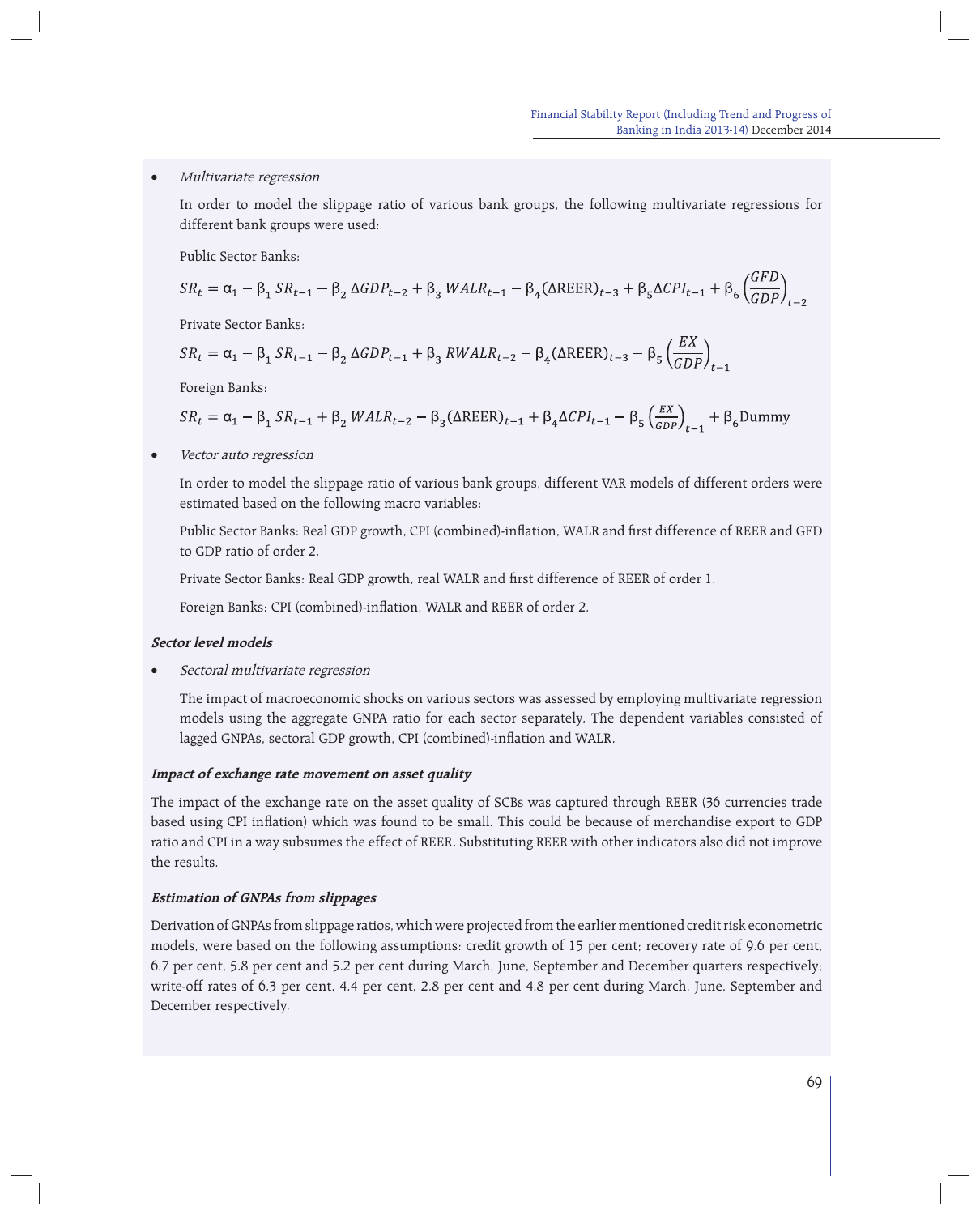- *Multivariate regression*

  In order to model the slippage ratio of various bank groups, the following multivariate regressions for different bank groups were used:

  Public Sector Banks:

  $$SR_t = \alpha_1 - \beta_1 SR_{t-1} - \beta_2 \Delta GDP_{t-2} + \beta_3 WALR_{t-1} - \beta_4 (\Delta \text{REER})_{t-3} + \beta_5 \Delta CPI_{t-1} + \beta_6 \left(\frac{GFD}{GDP}\right)_{t-2}$$

  Private Sector Banks:

  $$SR_t = \alpha_1 - \beta_1 SR_{t-1} - \beta_2 \Delta GDP_{t-1} + \beta_3 RWALR_{t-2} - \beta_4 (\Delta \text{REER})_{t-3} - \beta_5 \left(\frac{EX}{GDP}\right)_{t-1}$$

  Foreign Banks:

  $$SR_t = \alpha_1 - \beta_1 SR_{t-1} + \beta_2 WALR_{t-2} - \beta_3 (\Delta \text{REER})_{t-1} + \beta_4 \Delta CPI_{t-1} - \beta_5 \left(\frac{EX}{GDP}\right)_{t-1} + \beta_6 \text{Dummy}$$

- *Vector auto regression*

  In order to model the slippage ratio of various bank groups, different VAR models of different orders were estimated based on the following macro variables:

  Public Sector Banks: Real GDP growth, CPI (combined)-inflation, WALR and first difference of REER and GFD to GDP ratio of order 2.

  Private Sector Banks: Real GDP growth, real WALR and first difference of REER of order 1.

  Foreign Banks: CPI (combined)-inflation, WALR and REER of order 2.

***Sector level models***

- *Sectoral multivariate regression*

  The impact of macroeconomic shocks on various sectors was assessed by employing multivariate regression models using the aggregate GNPA ratio for each sector separately. The dependent variables consisted of lagged GNPAs, sectoral GDP growth, CPI (combined)-inflation and WALR.

***Impact of exchange rate movement on asset quality***

The impact of the exchange rate on the asset quality of SCBs was captured through REER (36 currencies trade based using CPI inflation) which was found to be small. This could be because of merchandise export to GDP ratio and CPI in a way subsumes the effect of REER. Substituting REER with other indicators also did not improve the results.

***Estimation of GNPAs from slippages***

Derivation of GNPAs from slippage ratios, which were projected from the earlier mentioned credit risk econometric models, were based on the following assumptions: credit growth of 15 per cent; recovery rate of 9.6 per cent, 6.7 per cent, 5.8 per cent and 5.2 per cent during March, June, September and December quarters respectively; write-off rates of 6.3 per cent, 4.4 per cent, 2.8 per cent and 4.8 per cent during March, June, September and December respectively.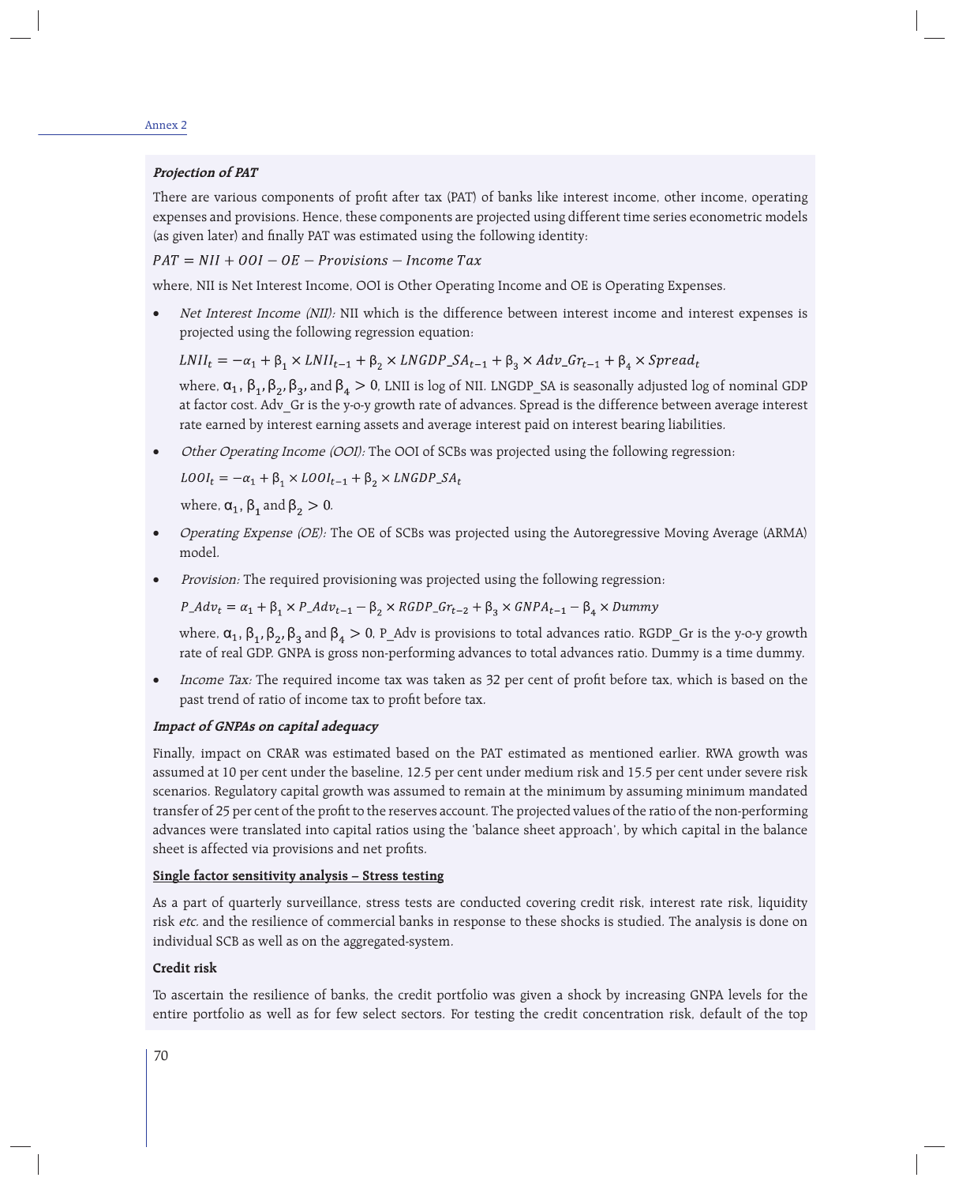#### *Projection of PAT*

There are various components of profit after tax (PAT) of banks like interest income, other income, operating expenses and provisions. Hence, these components are projected using different time series econometric models (as given later) and finally PAT was estimated using the following identity:

$$PAT = NII + OOI - OE - Provisions - Income\ Tax$$

where, NII is Net Interest Income, OOI is Other Operating Income and OE is Operating Expenses.

- *Net Interest Income (NII):* NII which is the difference between interest income and interest expenses is projected using the following regression equation:

  $$LNII_t = -\alpha_1 + \beta_1 \times LNII_{t-1} + \beta_2 \times LNGDP\_SA_{t-1} + \beta_3 \times Adv\_Gr_{t-1} + \beta_4 \times Spread_t$$

  where, $\alpha_1$, $\beta_1$, $\beta_2$, $\beta_3$, and $\beta_4 > 0$, LNII is log of NII. LNGDP_SA is seasonally adjusted log of nominal GDP at factor cost. Adv_Gr is the y-o-y growth rate of advances. Spread is the difference between average interest rate earned by interest earning assets and average interest paid on interest bearing liabilities.

- *Other Operating Income (OOI):* The OOI of SCBs was projected using the following regression:

  $$LOOI_t = -\alpha_1 + \beta_1 \times LOOI_{t-1} + \beta_2 \times LNGDP\_SA_t$$

  where, $\alpha_1$, $\beta_1$ and $\beta_2 > 0$.

- *Operating Expense (OE):* The OE of SCBs was projected using the Autoregressive Moving Average (ARMA) model.

- *Provision:* The required provisioning was projected using the following regression:

  $$P\_Adv_t = \alpha_1 + \beta_1 \times P\_Adv_{t-1} - \beta_2 \times RGDP\_Gr_{t-2} + \beta_3 \times GNPA_{t-1} - \beta_4 \times Dummy$$

  where, $\alpha_1$, $\beta_1$, $\beta_2$, $\beta_3$ and $\beta_4 > 0$, P_Adv is provisions to total advances ratio. RGDP_Gr is the y-o-y growth rate of real GDP. GNPA is gross non-performing advances to total advances ratio. Dummy is a time dummy.

- *Income Tax:* The required income tax was taken as 32 per cent of profit before tax, which is based on the past trend of ratio of income tax to profit before tax.

#### *Impact of GNPAs on capital adequacy*

Finally, impact on CRAR was estimated based on the PAT estimated as mentioned earlier. RWA growth was assumed at 10 per cent under the baseline, 12.5 per cent under medium risk and 15.5 per cent under severe risk scenarios. Regulatory capital growth was assumed to remain at the minimum by assuming minimum mandated transfer of 25 per cent of the profit to the reserves account. The projected values of the ratio of the non-performing advances were translated into capital ratios using the 'balance sheet approach', by which capital in the balance sheet is affected via provisions and net profits.

### Single factor sensitivity analysis – Stress testing

As a part of quarterly surveillance, stress tests are conducted covering credit risk, interest rate risk, liquidity risk *etc.* and the resilience of commercial banks in response to these shocks is studied. The analysis is done on individual SCB as well as on the aggregated-system.

#### Credit risk

To ascertain the resilience of banks, the credit portfolio was given a shock by increasing GNPA levels for the entire portfolio as well as for few select sectors. For testing the credit concentration risk, default of the top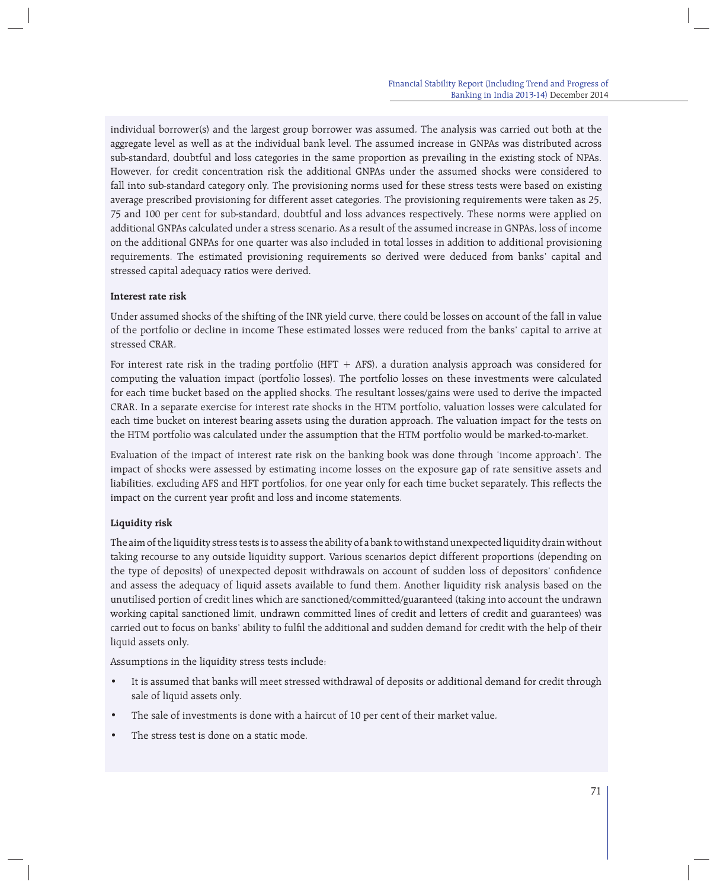individual borrower(s) and the largest group borrower was assumed. The analysis was carried out both at the aggregate level as well as at the individual bank level. The assumed increase in GNPAs was distributed across sub-standard, doubtful and loss categories in the same proportion as prevailing in the existing stock of NPAs. However, for credit concentration risk the additional GNPAs under the assumed shocks were considered to fall into sub-standard category only. The provisioning norms used for these stress tests were based on existing average prescribed provisioning for different asset categories. The provisioning requirements were taken as 25, 75 and 100 per cent for sub-standard, doubtful and loss advances respectively. These norms were applied on additional GNPAs calculated under a stress scenario. As a result of the assumed increase in GNPAs, loss of income on the additional GNPAs for one quarter was also included in total losses in addition to additional provisioning requirements. The estimated provisioning requirements so derived were deduced from banks' capital and stressed capital adequacy ratios were derived.

**Interest rate risk**

Under assumed shocks of the shifting of the INR yield curve, there could be losses on account of the fall in value of the portfolio or decline in income These estimated losses were reduced from the banks' capital to arrive at stressed CRAR.

For interest rate risk in the trading portfolio (HFT + AFS), a duration analysis approach was considered for computing the valuation impact (portfolio losses). The portfolio losses on these investments were calculated for each time bucket based on the applied shocks. The resultant losses/gains were used to derive the impacted CRAR. In a separate exercise for interest rate shocks in the HTM portfolio, valuation losses were calculated for each time bucket on interest bearing assets using the duration approach. The valuation impact for the tests on the HTM portfolio was calculated under the assumption that the HTM portfolio would be marked-to-market.

Evaluation of the impact of interest rate risk on the banking book was done through 'income approach'. The impact of shocks were assessed by estimating income losses on the exposure gap of rate sensitive assets and liabilities, excluding AFS and HFT portfolios, for one year only for each time bucket separately. This reflects the impact on the current year profit and loss and income statements.

**Liquidity risk**

The aim of the liquidity stress tests is to assess the ability of a bank to withstand unexpected liquidity drain without taking recourse to any outside liquidity support. Various scenarios depict different proportions (depending on the type of deposits) of unexpected deposit withdrawals on account of sudden loss of depositors' confidence and assess the adequacy of liquid assets available to fund them. Another liquidity risk analysis based on the unutilised portion of credit lines which are sanctioned/committed/guaranteed (taking into account the undrawn working capital sanctioned limit, undrawn committed lines of credit and letters of credit and guarantees) was carried out to focus on banks' ability to fulfil the additional and sudden demand for credit with the help of their liquid assets only.

Assumptions in the liquidity stress tests include:

- It is assumed that banks will meet stressed withdrawal of deposits or additional demand for credit through sale of liquid assets only.
- The sale of investments is done with a haircut of 10 per cent of their market value.
- The stress test is done on a static mode.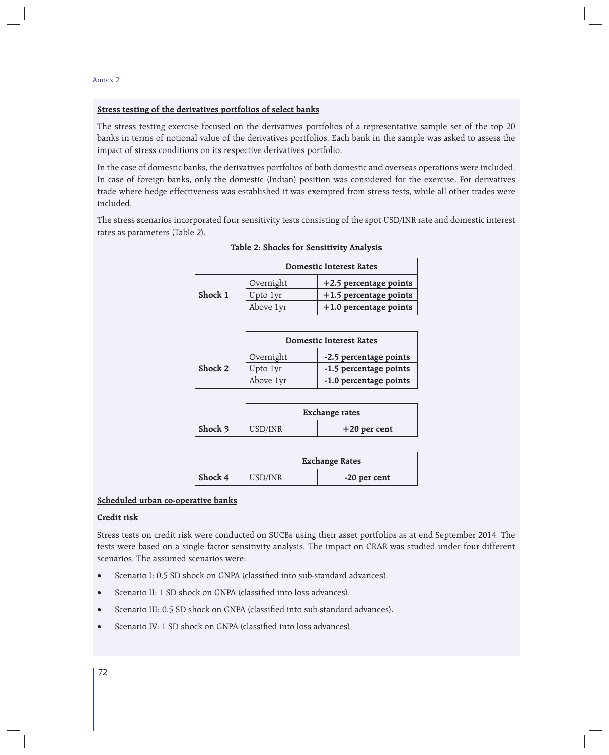### Stress testing of the derivatives portfolios of select banks

The stress testing exercise focused on the derivatives portfolios of a representative sample set of the top 20 banks in terms of notional value of the derivatives portfolios. Each bank in the sample was asked to assess the impact of stress conditions on its respective derivatives portfolio.

In the case of domestic banks, the derivatives portfolios of both domestic and overseas operations were included. In case of foreign banks, only the domestic (Indian) position was considered for the exercise. For derivatives trade where hedge effectiveness was established it was exempted from stress tests, while all other trades were included.

The stress scenarios incorporated four sensitivity tests consisting of the spot USD/INR rate and domestic interest rates as parameters (Table 2).

**Table 2: Shocks for Sensitivity Analysis**

| | Domestic Interest Rates | |
|---|---|---|
| **Shock 1** | Overnight | **+2.5 percentage points** |
| | Upto 1yr | **+1.5 percentage points** |
| | Above 1yr | **+1.0 percentage points** |

| | Domestic Interest Rates | |
|---|---|---|
| **Shock 2** | Overnight | **-2.5 percentage points** |
| | Upto 1yr | **-1.5 percentage points** |
| | Above 1yr | **-1.0 percentage points** |

| | Exchange rates | |
|---|---|---|
| **Shock 3** | USD/INR | **+20 per cent** |

| | Exchange Rates | |
|---|---|---|
| **Shock 4** | USD/INR | **-20 per cent** |

### Scheduled urban co-operative banks

**Credit risk**

Stress tests on credit risk were conducted on SUCBs using their asset portfolios as at end September 2014. The tests were based on a single factor sensitivity analysis. The impact on CRAR was studied under four different scenarios. The assumed scenarios were:

- Scenario I: 0.5 SD shock on GNPA (classified into sub-standard advances).
- Scenario II: 1 SD shock on GNPA (classified into loss advances).
- Scenario III: 0.5 SD shock on GNPA (classified into sub-standard advances).
- Scenario IV: 1 SD shock on GNPA (classified into loss advances).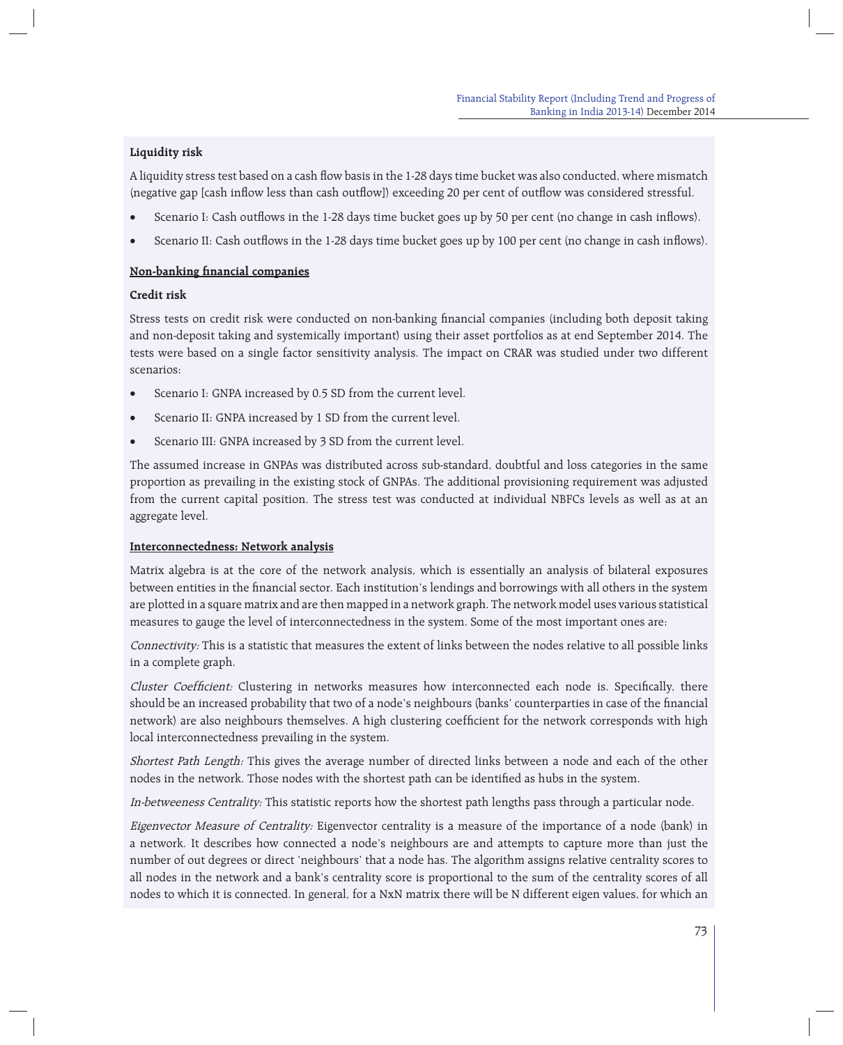**Liquidity risk**

A liquidity stress test based on a cash flow basis in the 1-28 days time bucket was also conducted, where mismatch (negative gap [cash inflow less than cash outflow]) exceeding 20 per cent of outflow was considered stressful.

- Scenario I: Cash outflows in the 1-28 days time bucket goes up by 50 per cent (no change in cash inflows).
- Scenario II: Cash outflows in the 1-28 days time bucket goes up by 100 per cent (no change in cash inflows).

**<u>Non-banking financial companies</u>**

**Credit risk**

Stress tests on credit risk were conducted on non-banking financial companies (including both deposit taking and non-deposit taking and systemically important) using their asset portfolios as at end September 2014. The tests were based on a single factor sensitivity analysis. The impact on CRAR was studied under two different scenarios:

- Scenario I: GNPA increased by 0.5 SD from the current level.
- Scenario II: GNPA increased by 1 SD from the current level.
- Scenario III: GNPA increased by 3 SD from the current level.

The assumed increase in GNPAs was distributed across sub-standard, doubtful and loss categories in the same proportion as prevailing in the existing stock of GNPAs. The additional provisioning requirement was adjusted from the current capital position. The stress test was conducted at individual NBFCs levels as well as at an aggregate level.

**<u>Interconnectedness: Network analysis</u>**

Matrix algebra is at the core of the network analysis, which is essentially an analysis of bilateral exposures between entities in the financial sector. Each institution's lendings and borrowings with all others in the system are plotted in a square matrix and are then mapped in a network graph. The network model uses various statistical measures to gauge the level of interconnectedness in the system. Some of the most important ones are:

*Connectivity:* This is a statistic that measures the extent of links between the nodes relative to all possible links in a complete graph.

*Cluster Coefficient:* Clustering in networks measures how interconnected each node is. Specifically, there should be an increased probability that two of a node's neighbours (banks' counterparties in case of the financial network) are also neighbours themselves. A high clustering coefficient for the network corresponds with high local interconnectedness prevailing in the system.

*Shortest Path Length:* This gives the average number of directed links between a node and each of the other nodes in the network. Those nodes with the shortest path can be identified as hubs in the system.

*In-betweeness Centrality:* This statistic reports how the shortest path lengths pass through a particular node.

*Eigenvector Measure of Centrality:* Eigenvector centrality is a measure of the importance of a node (bank) in a network. It describes how connected a node's neighbours are and attempts to capture more than just the number of out degrees or direct 'neighbours' that a node has. The algorithm assigns relative centrality scores to all nodes in the network and a bank's centrality score is proportional to the sum of the centrality scores of all nodes to which it is connected. In general, for a NxN matrix there will be N different eigen values, for which an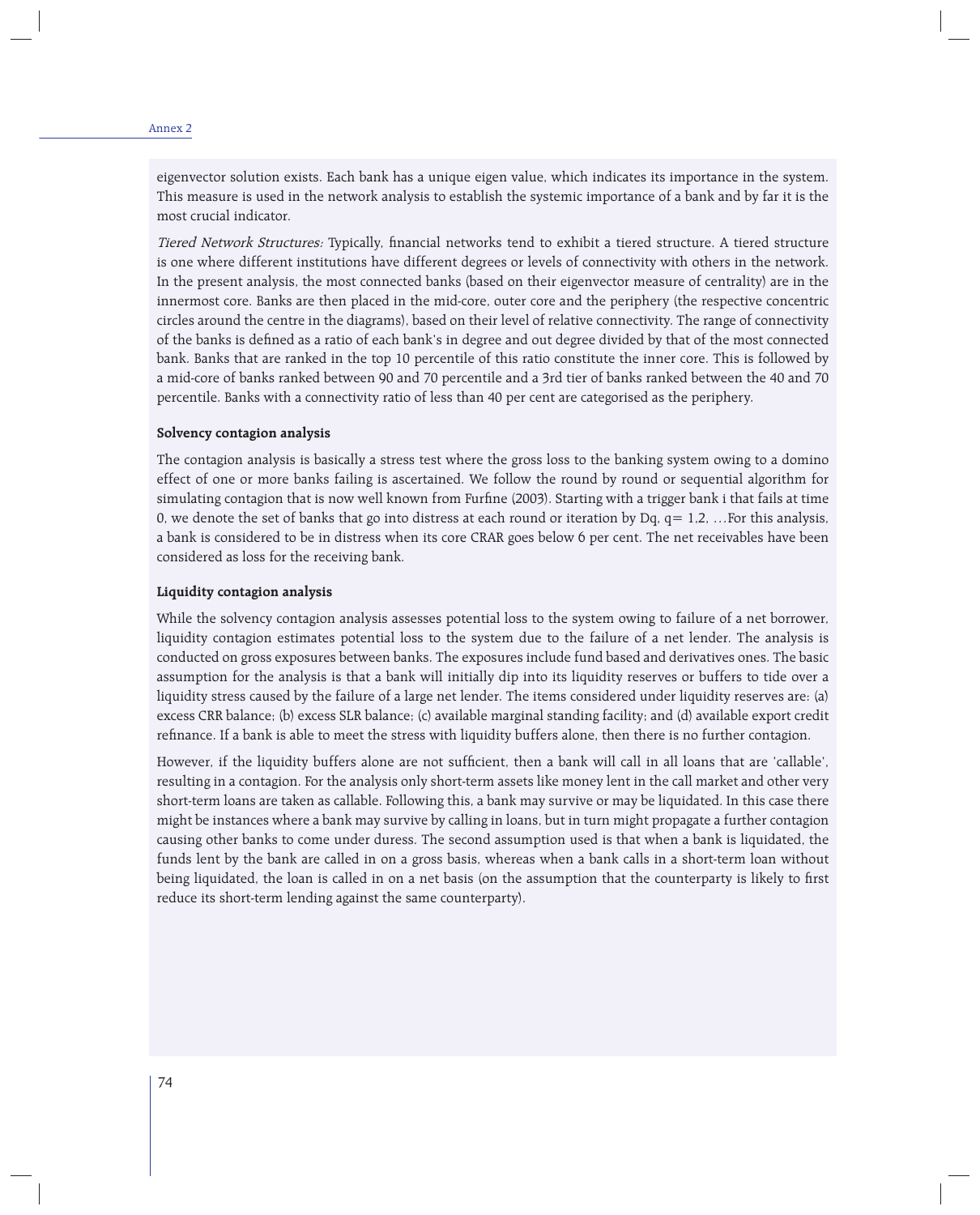eigenvector solution exists. Each bank has a unique eigen value, which indicates its importance in the system. This measure is used in the network analysis to establish the systemic importance of a bank and by far it is the most crucial indicator.

*Tiered Network Structures:* Typically, financial networks tend to exhibit a tiered structure. A tiered structure is one where different institutions have different degrees or levels of connectivity with others in the network. In the present analysis, the most connected banks (based on their eigenvector measure of centrality) are in the innermost core. Banks are then placed in the mid-core, outer core and the periphery (the respective concentric circles around the centre in the diagrams), based on their level of relative connectivity. The range of connectivity of the banks is defined as a ratio of each bank's in degree and out degree divided by that of the most connected bank. Banks that are ranked in the top 10 percentile of this ratio constitute the inner core. This is followed by a mid-core of banks ranked between 90 and 70 percentile and a 3rd tier of banks ranked between the 40 and 70 percentile. Banks with a connectivity ratio of less than 40 per cent are categorised as the periphery.

**Solvency contagion analysis**

The contagion analysis is basically a stress test where the gross loss to the banking system owing to a domino effect of one or more banks failing is ascertained. We follow the round by round or sequential algorithm for simulating contagion that is now well known from Furfine (2003). Starting with a trigger bank i that fails at time 0, we denote the set of banks that go into distress at each round or iteration by $D_q$, $q = 1,2, \ldots$ For this analysis, a bank is considered to be in distress when its core CRAR goes below 6 per cent. The net receivables have been considered as loss for the receiving bank.

**Liquidity contagion analysis**

While the solvency contagion analysis assesses potential loss to the system owing to failure of a net borrower, liquidity contagion estimates potential loss to the system due to the failure of a net lender. The analysis is conducted on gross exposures between banks. The exposures include fund based and derivatives ones. The basic assumption for the analysis is that a bank will initially dip into its liquidity reserves or buffers to tide over a liquidity stress caused by the failure of a large net lender. The items considered under liquidity reserves are: (a) excess CRR balance; (b) excess SLR balance; (c) available marginal standing facility; and (d) available export credit refinance. If a bank is able to meet the stress with liquidity buffers alone, then there is no further contagion.

However, if the liquidity buffers alone are not sufficient, then a bank will call in all loans that are 'callable', resulting in a contagion. For the analysis only short-term assets like money lent in the call market and other very short-term loans are taken as callable. Following this, a bank may survive or may be liquidated. In this case there might be instances where a bank may survive by calling in loans, but in turn might propagate a further contagion causing other banks to come under duress. The second assumption used is that when a bank is liquidated, the funds lent by the bank are called in on a gross basis, whereas when a bank calls in a short-term loan without being liquidated, the loan is called in on a net basis (on the assumption that the counterparty is likely to first reduce its short-term lending against the same counterparty).